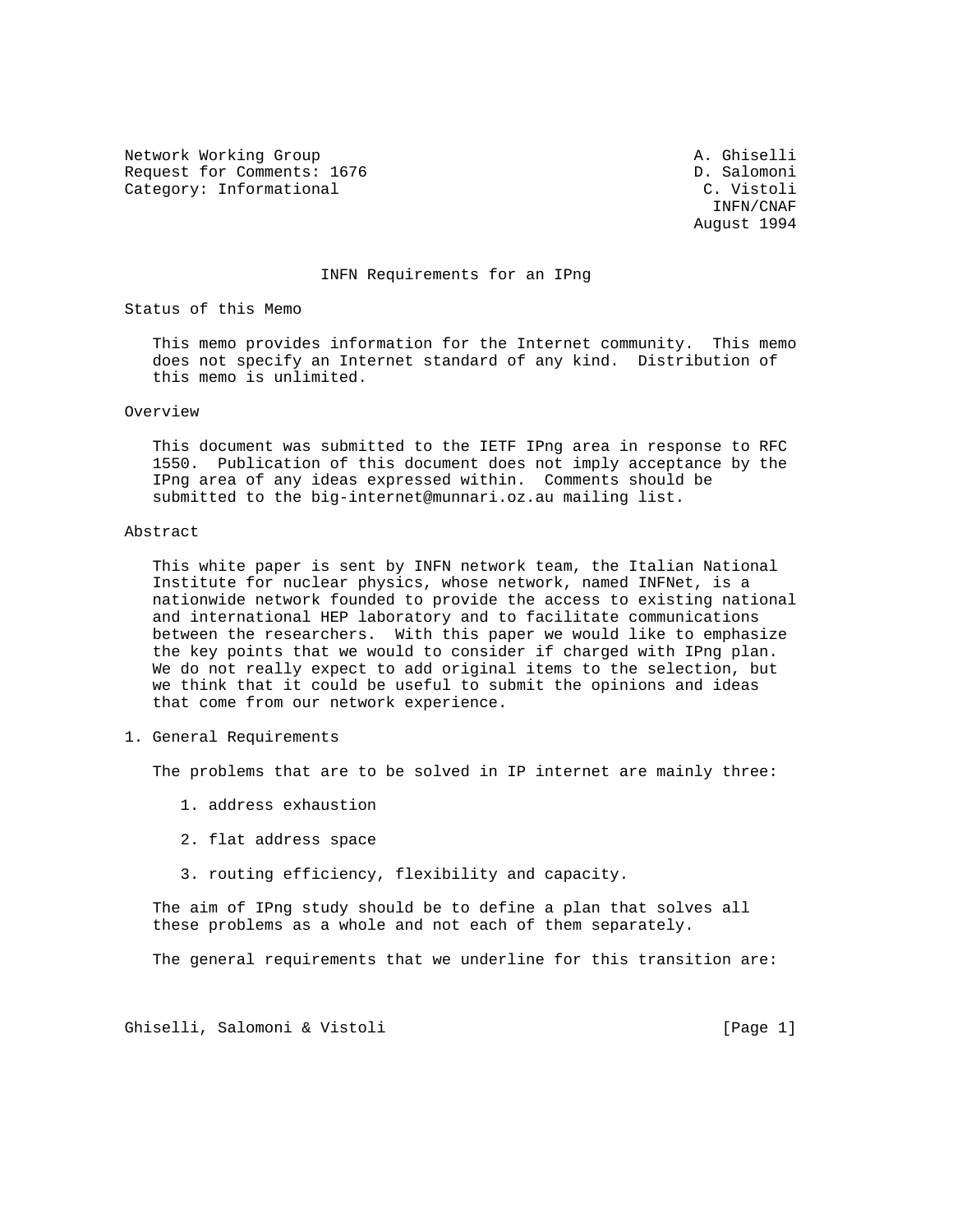Network Working Group A. Ghiselli
Request for Comments: 1676 D. Salomoni
Category: Informational C. Vistoli
INFN/CNAF
August 1994

# INFN Requirements for an IPng

## Status of this Memo

This memo provides information for the Internet community. This memo does not specify an Internet standard of any kind. Distribution of this memo is unlimited.

## Overview

This document was submitted to the IETF IPng area in response to RFC 1550. Publication of this document does not imply acceptance by the IPng area of any ideas expressed within. Comments should be submitted to the big-internet@munnari.oz.au mailing list.

## Abstract

This white paper is sent by INFN network team, the Italian National Institute for nuclear physics, whose network, named INFNet, is a nationwide network founded to provide the access to existing national and international HEP laboratory and to facilitate communications between the researchers. With this paper we would like to emphasize the key points that we would to consider if charged with IPng plan. We do not really expect to add original items to the selection, but we think that it could be useful to submit the opinions and ideas that come from our network experience.

## 1. General Requirements

The problems that are to be solved in IP internet are mainly three:

1. address exhaustion
2. flat address space
3. routing efficiency, flexibility and capacity.

The aim of IPng study should be to define a plan that solves all these problems as a whole and not each of them separately.

The general requirements that we underline for this transition are: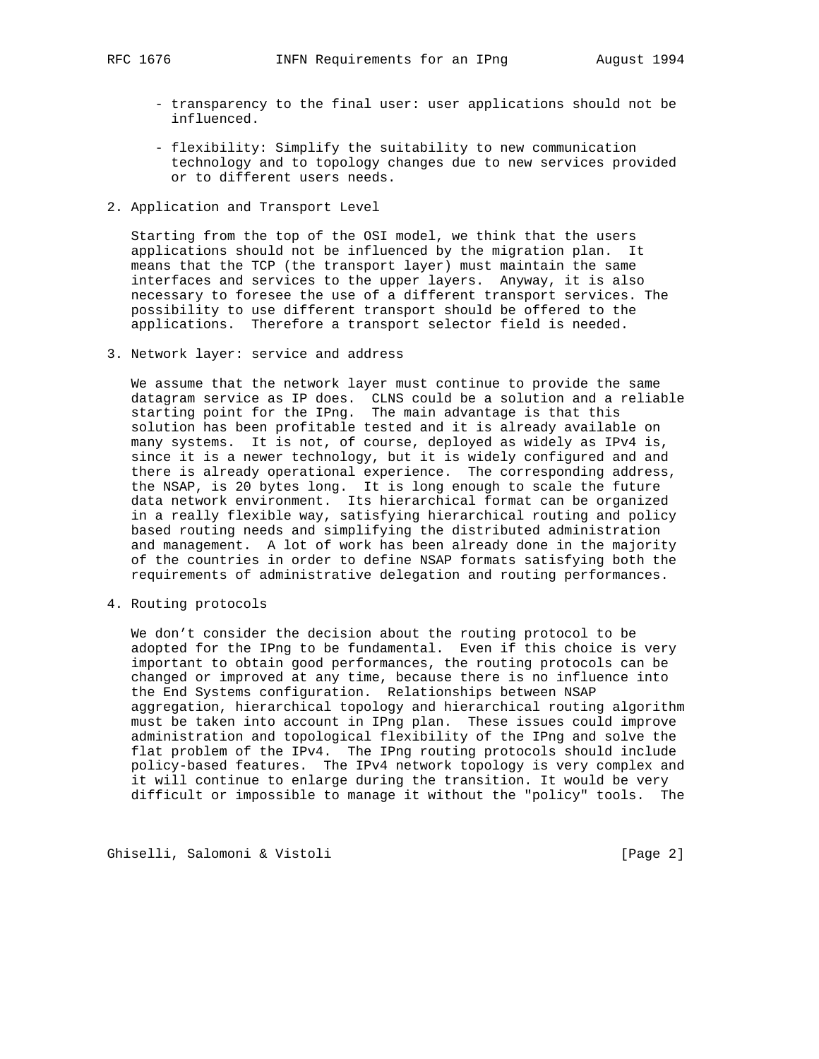- transparency to the final user: user applications should not be influenced.

- flexibility: Simplify the suitability to new communication technology and to topology changes due to new services provided or to different users needs.

## 2. Application and Transport Level

Starting from the top of the OSI model, we think that the users applications should not be influenced by the migration plan. It means that the TCP (the transport layer) must maintain the same interfaces and services to the upper layers. Anyway, it is also necessary to foresee the use of a different transport services. The possibility to use different transport should be offered to the applications. Therefore a transport selector field is needed.

## 3. Network layer: service and address

We assume that the network layer must continue to provide the same datagram service as IP does. CLNS could be a solution and a reliable starting point for the IPng. The main advantage is that this solution has been profitable tested and it is already available on many systems. It is not, of course, deployed as widely as IPv4 is, since it is a newer technology, but it is widely configured and and there is already operational experience. The corresponding address, the NSAP, is 20 bytes long. It is long enough to scale the future data network environment. Its hierarchical format can be organized in a really flexible way, satisfying hierarchical routing and policy based routing needs and simplifying the distributed administration and management. A lot of work has been already done in the majority of the countries in order to define NSAP formats satisfying both the requirements of administrative delegation and routing performances.

## 4. Routing protocols

We don't consider the decision about the routing protocol to be adopted for the IPng to be fundamental. Even if this choice is very important to obtain good performances, the routing protocols can be changed or improved at any time, because there is no influence into the End Systems configuration. Relationships between NSAP aggregation, hierarchical topology and hierarchical routing algorithm must be taken into account in IPng plan. These issues could improve administration and topological flexibility of the IPng and solve the flat problem of the IPv4. The IPng routing protocols should include policy-based features. The IPv4 network topology is very complex and it will continue to enlarge during the transition. It would be very difficult or impossible to manage it without the "policy" tools. The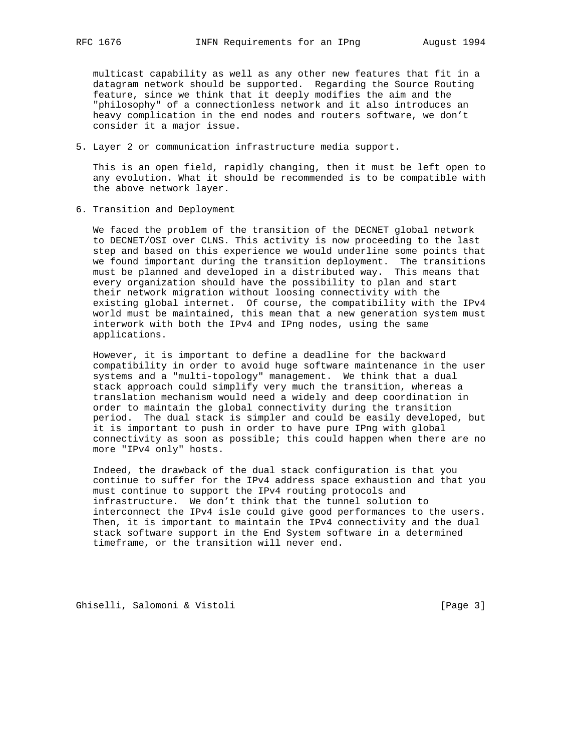multicast capability as well as any other new features that fit in a datagram network should be supported. Regarding the Source Routing feature, since we think that it deeply modifies the aim and the "philosophy" of a connectionless network and it also introduces an heavy complication in the end nodes and routers software, we don't consider it a major issue.

## 5. Layer 2 or communication infrastructure media support.

This is an open field, rapidly changing, then it must be left open to any evolution. What it should be recommended is to be compatible with the above network layer.

## 6. Transition and Deployment

We faced the problem of the transition of the DECNET global network to DECNET/OSI over CLNS. This activity is now proceeding to the last step and based on this experience we would underline some points that we found important during the transition deployment. The transitions must be planned and developed in a distributed way. This means that every organization should have the possibility to plan and start their network migration without loosing connectivity with the existing global internet. Of course, the compatibility with the IPv4 world must be maintained, this mean that a new generation system must interwork with both the IPv4 and IPng nodes, using the same applications.

However, it is important to define a deadline for the backward compatibility in order to avoid huge software maintenance in the user systems and a "multi-topology" management. We think that a dual stack approach could simplify very much the transition, whereas a translation mechanism would need a widely and deep coordination in order to maintain the global connectivity during the transition period. The dual stack is simpler and could be easily developed, but it is important to push in order to have pure IPng with global connectivity as soon as possible; this could happen when there are no more "IPv4 only" hosts.

Indeed, the drawback of the dual stack configuration is that you continue to suffer for the IPv4 address space exhaustion and that you must continue to support the IPv4 routing protocols and infrastructure. We don't think that the tunnel solution to interconnect the IPv4 isle could give good performances to the users. Then, it is important to maintain the IPv4 connectivity and the dual stack software support in the End System software in a determined timeframe, or the transition will never end.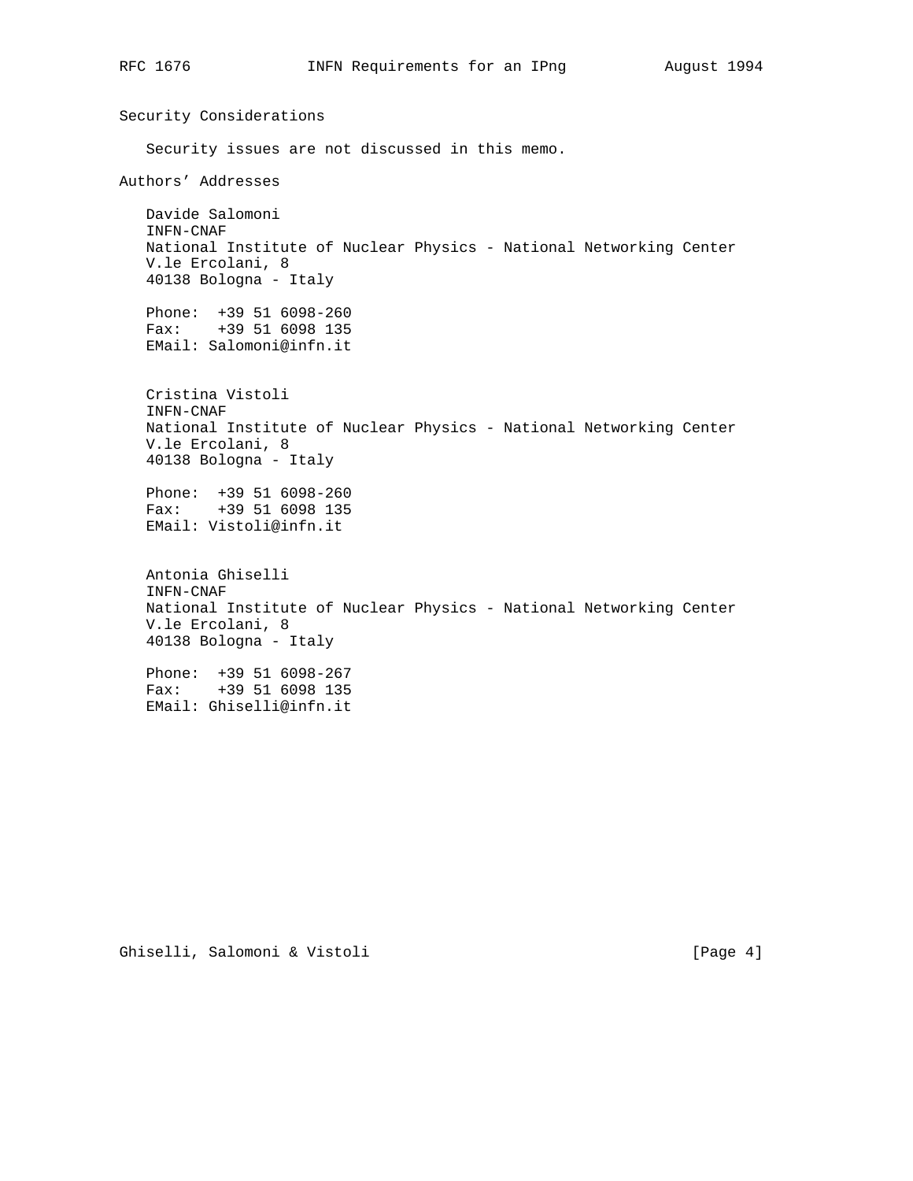## Security Considerations

Security issues are not discussed in this memo.

## Authors' Addresses

Davide Salomoni
INFN-CNAF
National Institute of Nuclear Physics - National Networking Center
V.le Ercolani, 8
40138 Bologna - Italy

Phone: +39 51 6098-260
Fax: +39 51 6098 135
EMail: Salomoni@infn.it

Cristina Vistoli
INFN-CNAF
National Institute of Nuclear Physics - National Networking Center
V.le Ercolani, 8
40138 Bologna - Italy

Phone: +39 51 6098-260
Fax: +39 51 6098 135
EMail: Vistoli@infn.it

Antonia Ghiselli
INFN-CNAF
National Institute of Nuclear Physics - National Networking Center
V.le Ercolani, 8
40138 Bologna - Italy

Phone: +39 51 6098-267
Fax: +39 51 6098 135
EMail: Ghiselli@infn.it